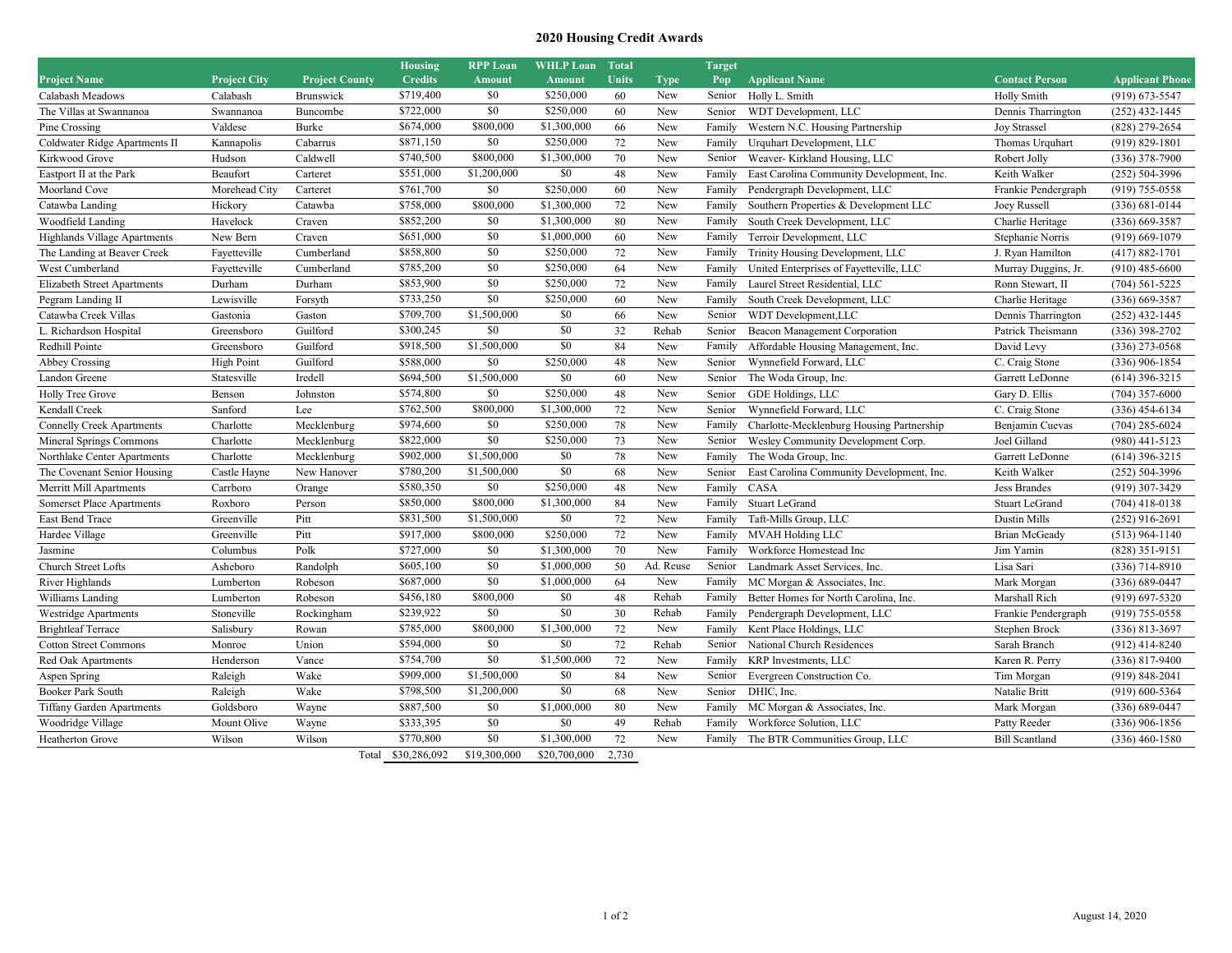# 2020 Housing Credit Awards

| Project Name | Project City | Project County | Housing Credits | RPP Loan Amount | WHLP Loan Amount | Total Units | Type | Target Pop | Applicant Name | Contact Person | Applicant Phone |
|---|---|---|---|---|---|---|---|---|---|---|---|
| Calabash Meadows | Calabash | Brunswick | $719,400 | $0 | $250,000 | 60 | New | Senior | Holly L. Smith | Holly Smith | (919) 673-5547 |
| The Villas at Swannanoa | Swannanoa | Buncombe | $722,000 | $0 | $250,000 | 60 | New | Senior | WDT Development, LLC | Dennis Tharrington | (252) 432-1445 |
| Pine Crossing | Valdese | Burke | $674,000 | $800,000 | $1,300,000 | 66 | New | Family | Western N.C. Housing Partnership | Joy Strassel | (828) 279-2654 |
| Coldwater Ridge Apartments II | Kannapolis | Cabarrus | $871,150 | $0 | $250,000 | 72 | New | Family | Urquhart Development, LLC | Thomas Urquhart | (919) 829-1801 |
| Kirkwood Grove | Hudson | Caldwell | $740,500 | $800,000 | $1,300,000 | 70 | New | Senior | Weaver- Kirkland Housing, LLC | Robert Jolly | (336) 378-7900 |
| Eastport II at the Park | Beaufort | Carteret | $551,000 | $1,200,000 | $0 | 48 | New | Family | East Carolina Community Development, Inc. | Keith Walker | (252) 504-3996 |
| Moorland Cove | Morehead City | Carteret | $761,700 | $0 | $250,000 | 60 | New | Family | Pendergraph Development, LLC | Frankie Pendergraph | (919) 755-0558 |
| Catawba Landing | Hickory | Catawba | $758,000 | $800,000 | $1,300,000 | 72 | New | Family | Southern Properties & Development LLC | Joey Russell | (336) 681-0144 |
| Woodfield Landing | Havelock | Craven | $852,200 | $0 | $1,300,000 | 80 | New | Family | South Creek Development, LLC | Charlie Heritage | (336) 669-3587 |
| Highlands Village Apartments | New Bern | Craven | $651,000 | $0 | $1,000,000 | 60 | New | Family | Terroir Development, LLC | Stephanie Norris | (919) 669-1079 |
| The Landing at Beaver Creek | Fayetteville | Cumberland | $858,800 | $0 | $250,000 | 72 | New | Family | Trinity Housing Development, LLC | J. Ryan Hamilton | (417) 882-1701 |
| West Cumberland | Fayetteville | Cumberland | $785,200 | $0 | $250,000 | 64 | New | Family | United Enterprises of Fayetteville, LLC | Murray Duggins, Jr. | (910) 485-6600 |
| Elizabeth Street Apartments | Durham | Durham | $853,900 | $0 | $250,000 | 72 | New | Family | Laurel Street Residential, LLC | Ronn Stewart, II | (704) 561-5225 |
| Pegram Landing II | Lewisville | Forsyth | $733,250 | $0 | $250,000 | 60 | New | Family | South Creek Development, LLC | Charlie Heritage | (336) 669-3587 |
| Catawba Creek Villas | Gastonia | Gaston | $709,700 | $1,500,000 | $0 | 66 | New | Senior | WDT Development,LLC | Dennis Tharrington | (252) 432-1445 |
| L. Richardson Hospital | Greensboro | Guilford | $300,245 | $0 | $0 | 32 | Rehab | Senior | Beacon Management Corporation | Patrick Theismann | (336) 398-2702 |
| Redhill Pointe | Greensboro | Guilford | $918,500 | $1,500,000 | $0 | 84 | New | Family | Affordable Housing Management, Inc. | David Levy | (336) 273-0568 |
| Abbey Crossing | High Point | Guilford | $588,000 | $0 | $250,000 | 48 | New | Senior | Wynnefield Forward, LLC | C. Craig Stone | (336) 906-1854 |
| Landon Greene | Statesville | Iredell | $694,500 | $1,500,000 | $0 | 60 | New | Senior | The Woda Group, Inc. | Garrett LeDonne | (614) 396-3215 |
| Holly Tree Grove | Benson | Johnston | $574,800 | $0 | $250,000 | 48 | New | Senior | GDE Holdings, LLC | Gary D. Ellis | (704) 357-6000 |
| Kendall Creek | Sanford | Lee | $762,500 | $800,000 | $1,300,000 | 72 | New | Senior | Wynnefield Forward, LLC | C. Craig Stone | (336) 454-6134 |
| Connelly Creek Apartments | Charlotte | Mecklenburg | $974,600 | $0 | $250,000 | 78 | New | Family | Charlotte-Mecklenburg Housing Partnership | Benjamin Cuevas | (704) 285-6024 |
| Mineral Springs Commons | Charlotte | Mecklenburg | $822,000 | $0 | $250,000 | 73 | New | Senior | Wesley Community Development Corp. | Joel Gilland | (980) 441-5123 |
| Northlake Center Apartments | Charlotte | Mecklenburg | $902,000 | $1,500,000 | $0 | 78 | New | Family | The Woda Group, Inc. | Garrett LeDonne | (614) 396-3215 |
| The Covenant Senior Housing | Castle Hayne | New Hanover | $780,200 | $1,500,000 | $0 | 68 | New | Senior | East Carolina Community Development, Inc. | Keith Walker | (252) 504-3996 |
| Merritt Mill Apartments | Carrboro | Orange | $580,350 | $0 | $250,000 | 48 | New | Family | CASA | Jess Brandes | (919) 307-3429 |
| Somerset Place Apartments | Roxboro | Person | $850,000 | $800,000 | $1,300,000 | 84 | New | Family | Stuart LeGrand | Stuart LeGrand | (704) 418-0138 |
| East Bend Trace | Greenville | Pitt | $831,500 | $1,500,000 | $0 | 72 | New | Family | Taft-Mills Group, LLC | Dustin Mills | (252) 916-2691 |
| Hardee Village | Greenville | Pitt | $917,000 | $800,000 | $250,000 | 72 | New | Family | MVAH Holding LLC | Brian McGeady | (513) 964-1140 |
| Jasmine | Columbus | Polk | $727,000 | $0 | $1,300,000 | 70 | New | Family | Workforce Homestead Inc | Jim Yamin | (828) 351-9151 |
| Church Street Lofts | Asheboro | Randolph | $605,100 | $0 | $1,000,000 | 50 | Ad. Reuse | Senior | Landmark Asset Services, Inc. | Lisa Sari | (336) 714-8910 |
| River Highlands | Lumberton | Robeson | $687,000 | $0 | $1,000,000 | 64 | New | Family | MC Morgan & Associates, Inc. | Mark Morgan | (336) 689-0447 |
| Williams Landing | Lumberton | Robeson | $456,180 | $800,000 | $0 | 48 | Rehab | Family | Better Homes for North Carolina, Inc. | Marshall Rich | (919) 697-5320 |
| Westridge Apartments | Stoneville | Rockingham | $239,922 | $0 | $0 | 30 | Rehab | Family | Pendergraph Development, LLC | Frankie Pendergraph | (919) 755-0558 |
| Brightleaf Terrace | Salisbury | Rowan | $785,000 | $800,000 | $1,300,000 | 72 | New | Family | Kent Place Holdings, LLC | Stephen Brock | (336) 813-3697 |
| Cotton Street Commons | Monroe | Union | $594,000 | $0 | $0 | 72 | Rehab | Senior | National Church Residences | Sarah Branch | (912) 414-8240 |
| Red Oak Apartments | Henderson | Vance | $754,700 | $0 | $1,500,000 | 72 | New | Family | KRP Investments, LLC | Karen R. Perry | (336) 817-9400 |
| Aspen Spring | Raleigh | Wake | $909,000 | $1,500,000 | $0 | 84 | New | Senior | Evergreen Construction Co. | Tim Morgan | (919) 848-2041 |
| Booker Park South | Raleigh | Wake | $798,500 | $1,200,000 | $0 | 68 | New | Senior | DHIC, Inc. | Natalie Britt | (919) 600-5364 |
| Tiffany Garden Apartments | Goldsboro | Wayne | $887,500 | $0 | $1,000,000 | 80 | New | Family | MC Morgan & Associates, Inc. | Mark Morgan | (336) 689-0447 |
| Woodridge Village | Mount Olive | Wayne | $333,395 | $0 | $0 | 49 | Rehab | Family | Workforce Solution, LLC | Patty Reeder | (336) 906-1856 |
| Heatherton Grove | Wilson | Wilson | $770,800 | $0 | $1,300,000 | 72 | New | Family | The BTR Communities Group, LLC | Bill Scantland | (336) 460-1580 |
| | | Total | $30,286,092 | $19,300,000 | $20,700,000 | 2,730 | | | | | |

August 14, 2020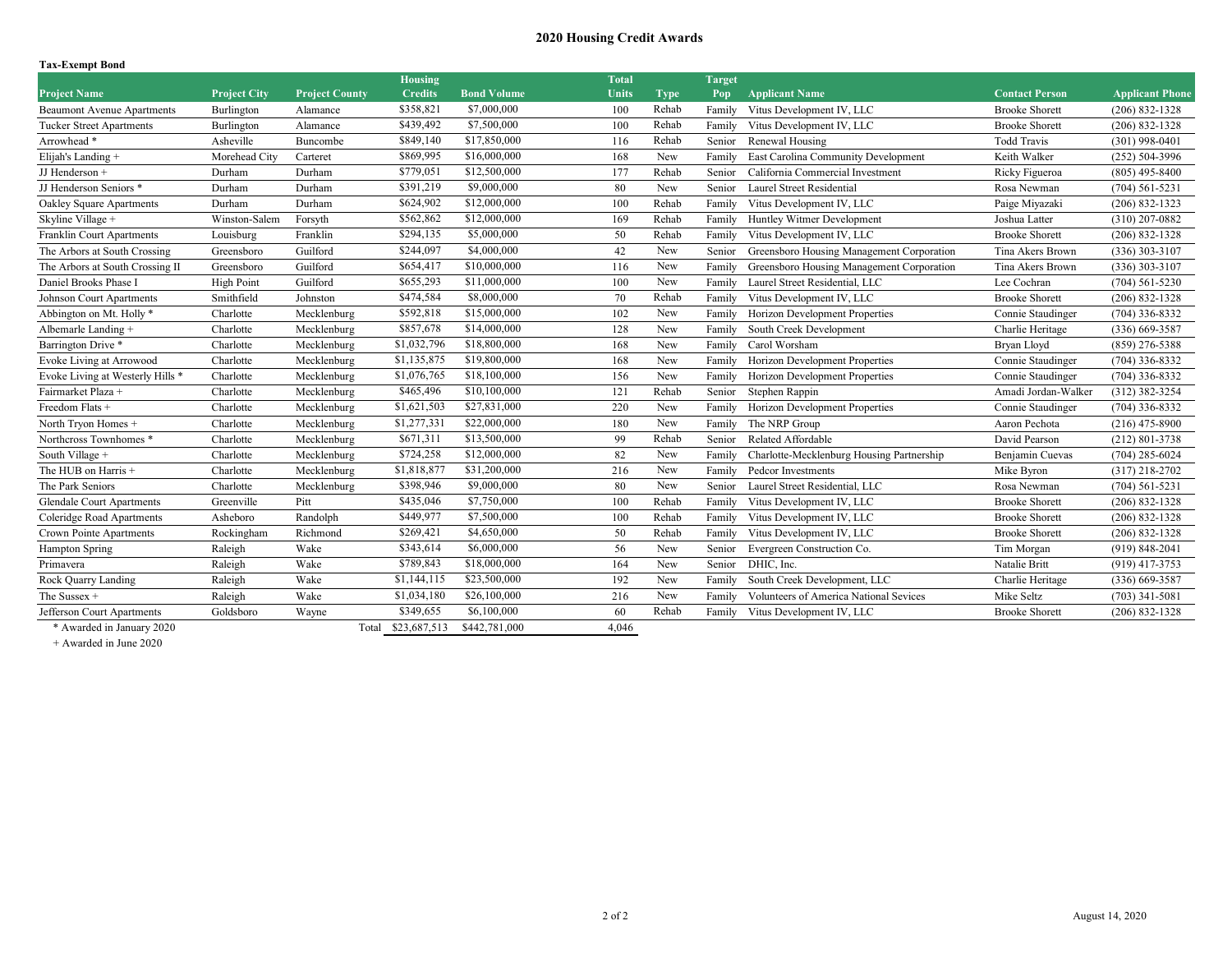## 2020 Housing Credit Awards

**Tax-Exempt Bond**

| Project Name | Project City | Project County | Housing Credits | Bond Volume | Total Units | Type | Target Pop | Applicant Name | Contact Person | Applicant Phone |
|---|---|---|---|---|---|---|---|---|---|---|
| Beaumont Avenue Apartments | Burlington | Alamance | $358,821 | $7,000,000 | 100 | Rehab | Family | Vitus Development IV, LLC | Brooke Shorett | (206) 832-1328 |
| Tucker Street Apartments | Burlington | Alamance | $439,492 | $7,500,000 | 100 | Rehab | Family | Vitus Development IV, LLC | Brooke Shorett | (206) 832-1328 |
| Arrowhead * | Asheville | Buncombe | $849,140 | $17,850,000 | 116 | Rehab | Senior | Renewal Housing | Todd Travis | (301) 998-0401 |
| Elijah's Landing + | Morehead City | Carteret | $869,995 | $16,000,000 | 168 | New | Family | East Carolina Community Development | Keith Walker | (252) 504-3996 |
| JJ Henderson + | Durham | Durham | $779,051 | $12,500,000 | 177 | Rehab | Senior | California Commercial Investment | Ricky Figueroa | (805) 495-8400 |
| JJ Henderson Seniors * | Durham | Durham | $391,219 | $9,000,000 | 80 | New | Senior | Laurel Street Residential | Rosa Newman | (704) 561-5231 |
| Oakley Square Apartments | Durham | Durham | $624,902 | $12,000,000 | 100 | Rehab | Family | Vitus Development IV, LLC | Paige Miyazaki | (206) 832-1323 |
| Skyline Village + | Winston-Salem | Forsyth | $562,862 | $12,000,000 | 169 | Rehab | Family | Huntley Witmer Development | Joshua Latter | (310) 207-0882 |
| Franklin Court Apartments | Louisburg | Franklin | $294,135 | $5,000,000 | 50 | Rehab | Family | Vitus Development IV, LLC | Brooke Shorett | (206) 832-1328 |
| The Arbors at South Crossing | Greensboro | Guilford | $244,097 | $4,000,000 | 42 | New | Senior | Greensboro Housing Management Corporation | Tina Akers Brown | (336) 303-3107 |
| The Arbors at South Crossing II | Greensboro | Guilford | $654,417 | $10,000,000 | 116 | New | Family | Greensboro Housing Management Corporation | Tina Akers Brown | (336) 303-3107 |
| Daniel Brooks Phase I | High Point | Guilford | $655,293 | $11,000,000 | 100 | New | Family | Laurel Street Residential, LLC | Lee Cochran | (704) 561-5230 |
| Johnson Court Apartments | Smithfield | Johnston | $474,584 | $8,000,000 | 70 | Rehab | Family | Vitus Development IV, LLC | Brooke Shorett | (206) 832-1328 |
| Abbington on Mt. Holly * | Charlotte | Mecklenburg | $592,818 | $15,000,000 | 102 | New | Family | Horizon Development Properties | Connie Staudinger | (704) 336-8332 |
| Albemarle Landing + | Charlotte | Mecklenburg | $857,678 | $14,000,000 | 128 | New | Family | South Creek Development | Charlie Heritage | (336) 669-3587 |
| Barrington Drive * | Charlotte | Mecklenburg | $1,032,796 | $18,800,000 | 168 | New | Family | Carol Worsham | Bryan Lloyd | (859) 276-5388 |
| Evoke Living at Arrowood | Charlotte | Mecklenburg | $1,135,875 | $19,800,000 | 168 | New | Family | Horizon Development Properties | Connie Staudinger | (704) 336-8332 |
| Evoke Living at Westerly Hills * | Charlotte | Mecklenburg | $1,076,765 | $18,100,000 | 156 | New | Family | Horizon Development Properties | Connie Staudinger | (704) 336-8332 |
| Fairmarket Plaza + | Charlotte | Mecklenburg | $465,496 | $10,100,000 | 121 | Rehab | Senior | Stephen Rappin | Amadi Jordan-Walker | (312) 382-3254 |
| Freedom Flats + | Charlotte | Mecklenburg | $1,621,503 | $27,831,000 | 220 | New | Family | Horizon Development Properties | Connie Staudinger | (704) 336-8332 |
| North Tryon Homes + | Charlotte | Mecklenburg | $1,277,331 | $22,000,000 | 180 | New | Family | The NRP Group | Aaron Pechota | (216) 475-8900 |
| Northcross Townhomes * | Charlotte | Mecklenburg | $671,311 | $13,500,000 | 99 | Rehab | Senior | Related Affordable | David Pearson | (212) 801-3738 |
| South Village + | Charlotte | Mecklenburg | $724,258 | $12,000,000 | 82 | New | Family | Charlotte-Mecklenburg Housing Partnership | Benjamin Cuevas | (704) 285-6024 |
| The HUB on Harris + | Charlotte | Mecklenburg | $1,818,877 | $31,200,000 | 216 | New | Family | Pedcor Investments | Mike Byron | (317) 218-2702 |
| The Park Seniors | Charlotte | Mecklenburg | $398,946 | $9,000,000 | 80 | New | Senior | Laurel Street Residential, LLC | Rosa Newman | (704) 561-5231 |
| Glendale Court Apartments | Greenville | Pitt | $435,046 | $7,750,000 | 100 | Rehab | Family | Vitus Development IV, LLC | Brooke Shorett | (206) 832-1328 |
| Coleridge Road Apartments | Asheboro | Randolph | $449,977 | $7,500,000 | 100 | Rehab | Family | Vitus Development IV, LLC | Brooke Shorett | (206) 832-1328 |
| Crown Pointe Apartments | Rockingham | Richmond | $269,421 | $4,650,000 | 50 | Rehab | Family | Vitus Development IV, LLC | Brooke Shorett | (206) 832-1328 |
| Hampton Spring | Raleigh | Wake | $343,614 | $6,000,000 | 56 | New | Senior | Evergreen Construction Co. | Tim Morgan | (919) 848-2041 |
| Primavera | Raleigh | Wake | $789,843 | $18,000,000 | 164 | New | Senior | DHIC, Inc. | Natalie Britt | (919) 417-3753 |
| Rock Quarry Landing | Raleigh | Wake | $1,144,115 | $23,500,000 | 192 | New | Family | South Creek Development, LLC | Charlie Heritage | (336) 669-3587 |
| The Sussex + | Raleigh | Wake | $1,034,180 | $26,100,000 | 216 | New | Family | Volunteers of America National Sevices | Mike Seltz | (703) 341-5081 |
| Jefferson Court Apartments | Goldsboro | Wayne | $349,655 | $6,100,000 | 60 | Rehab | Family | Vitus Development IV, LLC | Brooke Shorett | (206) 832-1328 |
| * Awarded in January 2020 | | Total | $23,687,513 | $442,781,000 | 4,046 | | | | | |

+ Awarded in June 2020

August 14, 2020